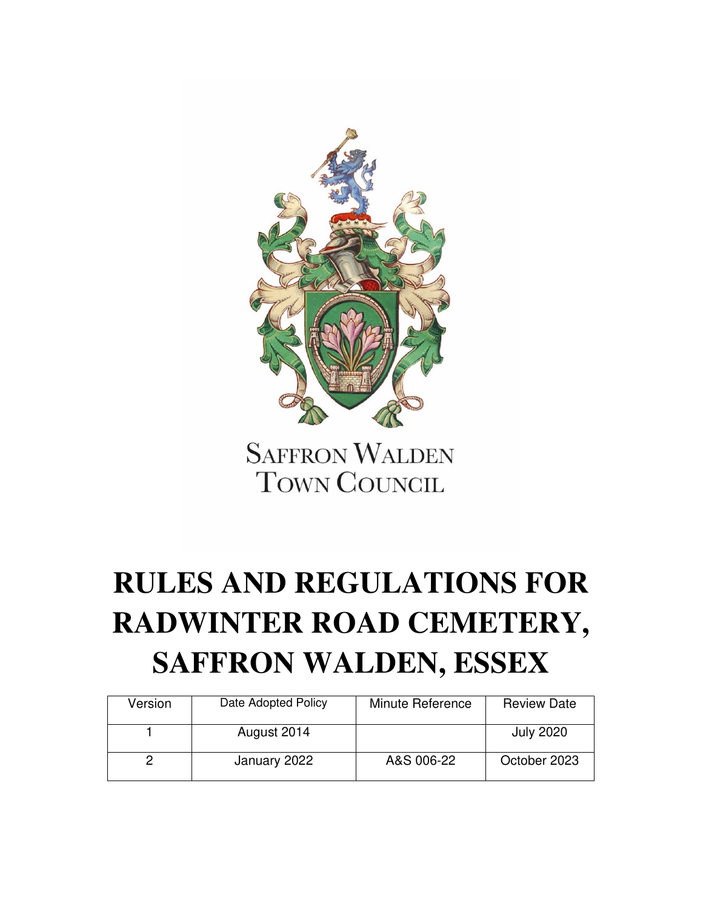SAFFRON WALDEN
TOWN COUNCIL

# RULES AND REGULATIONS FOR RADWINTER ROAD CEMETERY, SAFFRON WALDEN, ESSEX

| Version | Date Adopted Policy | Minute Reference | Review Date |
|---|---|---|---|
| 1 | August 2014 | | July 2020 |
| 2 | January 2022 | A&S 006-22 | October 2023 |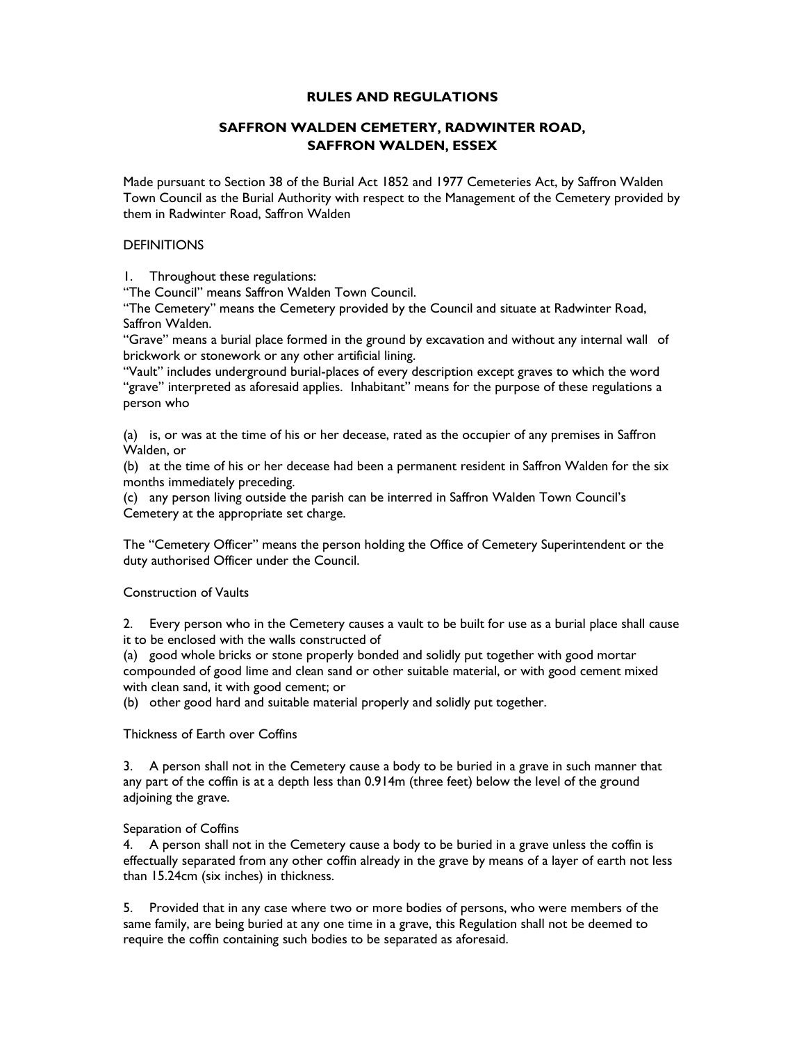# RULES AND REGULATIONS

## SAFFRON WALDEN CEMETERY, RADWINTER ROAD, SAFFRON WALDEN, ESSEX

Made pursuant to Section 38 of the Burial Act 1852 and 1977 Cemeteries Act, by Saffron Walden Town Council as the Burial Authority with respect to the Management of the Cemetery provided by them in Radwinter Road, Saffron Walden

DEFINITIONS

1. Throughout these regulations:
"The Council" means Saffron Walden Town Council.
"The Cemetery" means the Cemetery provided by the Council and situate at Radwinter Road, Saffron Walden.
"Grave" means a burial place formed in the ground by excavation and without any internal wall of brickwork or stonework or any other artificial lining.
"Vault" includes underground burial-places of every description except graves to which the word "grave" interpreted as aforesaid applies. Inhabitant" means for the purpose of these regulations a person who

(a) is, or was at the time of his or her decease, rated as the occupier of any premises in Saffron Walden, or
(b) at the time of his or her decease had been a permanent resident in Saffron Walden for the six months immediately preceding.
(c) any person living outside the parish can be interred in Saffron Walden Town Council's Cemetery at the appropriate set charge.

The "Cemetery Officer" means the person holding the Office of Cemetery Superintendent or the duty authorised Officer under the Council.

Construction of Vaults

2. Every person who in the Cemetery causes a vault to be built for use as a burial place shall cause it to be enclosed with the walls constructed of
(a) good whole bricks or stone properly bonded and solidly put together with good mortar compounded of good lime and clean sand or other suitable material, or with good cement mixed with clean sand, it with good cement; or
(b) other good hard and suitable material properly and solidly put together.

Thickness of Earth over Coffins

3. A person shall not in the Cemetery cause a body to be buried in a grave in such manner that any part of the coffin is at a depth less than 0.914m (three feet) below the level of the ground adjoining the grave.

Separation of Coffins
4. A person shall not in the Cemetery cause a body to be buried in a grave unless the coffin is effectually separated from any other coffin already in the grave by means of a layer of earth not less than 15.24cm (six inches) in thickness.

5. Provided that in any case where two or more bodies of persons, who were members of the same family, are being buried at any one time in a grave, this Regulation shall not be deemed to require the coffin containing such bodies to be separated as aforesaid.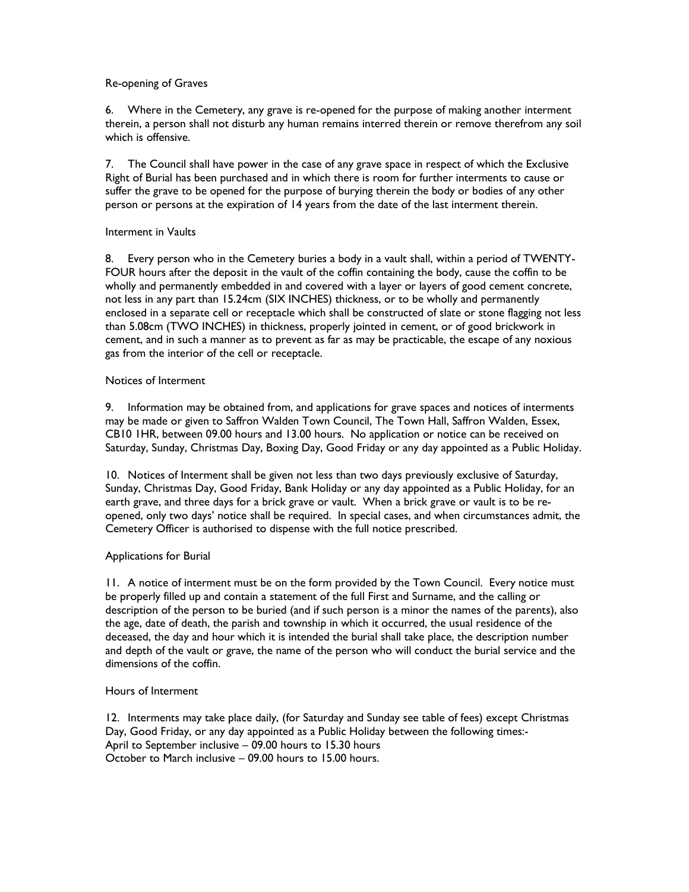## Re-opening of Graves

6. Where in the Cemetery, any grave is re-opened for the purpose of making another interment therein, a person shall not disturb any human remains interred therein or remove therefrom any soil which is offensive.

7. The Council shall have power in the case of any grave space in respect of which the Exclusive Right of Burial has been purchased and in which there is room for further interments to cause or suffer the grave to be opened for the purpose of burying therein the body or bodies of any other person or persons at the expiration of 14 years from the date of the last interment therein.

## Interment in Vaults

8. Every person who in the Cemetery buries a body in a vault shall, within a period of TWENTY-FOUR hours after the deposit in the vault of the coffin containing the body, cause the coffin to be wholly and permanently embedded in and covered with a layer or layers of good cement concrete, not less in any part than 15.24cm (SIX INCHES) thickness, or to be wholly and permanently enclosed in a separate cell or receptacle which shall be constructed of slate or stone flagging not less than 5.08cm (TWO INCHES) in thickness, properly jointed in cement, or of good brickwork in cement, and in such a manner as to prevent as far as may be practicable, the escape of any noxious gas from the interior of the cell or receptacle.

## Notices of Interment

9. Information may be obtained from, and applications for grave spaces and notices of interments may be made or given to Saffron Walden Town Council, The Town Hall, Saffron Walden, Essex, CB10 1HR, between 09.00 hours and 13.00 hours. No application or notice can be received on Saturday, Sunday, Christmas Day, Boxing Day, Good Friday or any day appointed as a Public Holiday.

10. Notices of Interment shall be given not less than two days previously exclusive of Saturday, Sunday, Christmas Day, Good Friday, Bank Holiday or any day appointed as a Public Holiday, for an earth grave, and three days for a brick grave or vault. When a brick grave or vault is to be re-opened, only two days' notice shall be required. In special cases, and when circumstances admit, the Cemetery Officer is authorised to dispense with the full notice prescribed.

## Applications for Burial

11. A notice of interment must be on the form provided by the Town Council. Every notice must be properly filled up and contain a statement of the full First and Surname, and the calling or description of the person to be buried (and if such person is a minor the names of the parents), also the age, date of death, the parish and township in which it occurred, the usual residence of the deceased, the day and hour which it is intended the burial shall take place, the description number and depth of the vault or grave, the name of the person who will conduct the burial service and the dimensions of the coffin.

## Hours of Interment

12. Interments may take place daily, (for Saturday and Sunday see table of fees) except Christmas Day, Good Friday, or any day appointed as a Public Holiday between the following times:-
April to September inclusive – 09.00 hours to 15.30 hours
October to March inclusive – 09.00 hours to 15.00 hours.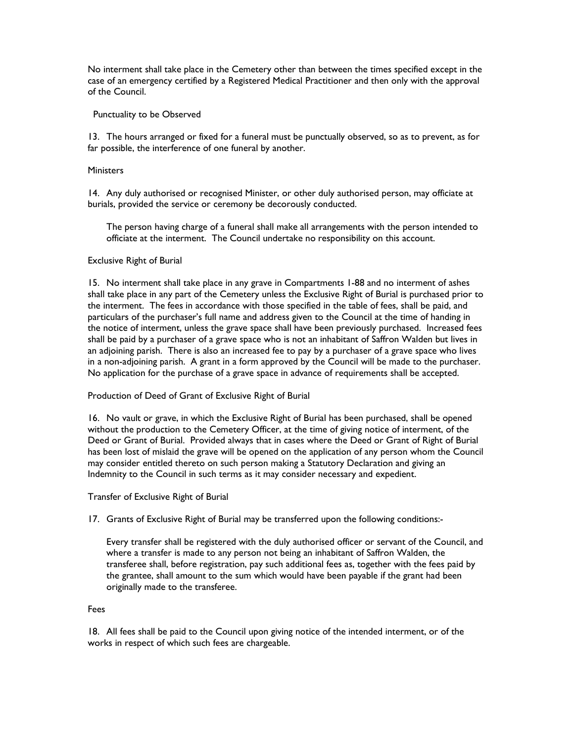No interment shall take place in the Cemetery other than between the times specified except in the case of an emergency certified by a Registered Medical Practitioner and then only with the approval of the Council.

### Punctuality to be Observed

13. The hours arranged or fixed for a funeral must be punctually observed, so as to prevent, as for far possible, the interference of one funeral by another.

### Ministers

14. Any duly authorised or recognised Minister, or other duly authorised person, may officiate at burials, provided the service or ceremony be decorously conducted.

The person having charge of a funeral shall make all arrangements with the person intended to officiate at the interment. The Council undertake no responsibility on this account.

### Exclusive Right of Burial

15. No interment shall take place in any grave in Compartments 1-88 and no interment of ashes shall take place in any part of the Cemetery unless the Exclusive Right of Burial is purchased prior to the interment. The fees in accordance with those specified in the table of fees, shall be paid, and particulars of the purchaser's full name and address given to the Council at the time of handing in the notice of interment, unless the grave space shall have been previously purchased. Increased fees shall be paid by a purchaser of a grave space who is not an inhabitant of Saffron Walden but lives in an adjoining parish. There is also an increased fee to pay by a purchaser of a grave space who lives in a non-adjoining parish. A grant in a form approved by the Council will be made to the purchaser. No application for the purchase of a grave space in advance of requirements shall be accepted.

### Production of Deed of Grant of Exclusive Right of Burial

16. No vault or grave, in which the Exclusive Right of Burial has been purchased, shall be opened without the production to the Cemetery Officer, at the time of giving notice of interment, of the Deed or Grant of Burial. Provided always that in cases where the Deed or Grant of Right of Burial has been lost of mislaid the grave will be opened on the application of any person whom the Council may consider entitled thereto on such person making a Statutory Declaration and giving an Indemnity to the Council in such terms as it may consider necessary and expedient.

### Transfer of Exclusive Right of Burial

17. Grants of Exclusive Right of Burial may be transferred upon the following conditions:-

Every transfer shall be registered with the duly authorised officer or servant of the Council, and where a transfer is made to any person not being an inhabitant of Saffron Walden, the transferee shall, before registration, pay such additional fees as, together with the fees paid by the grantee, shall amount to the sum which would have been payable if the grant had been originally made to the transferee.

### Fees

18. All fees shall be paid to the Council upon giving notice of the intended interment, or of the works in respect of which such fees are chargeable.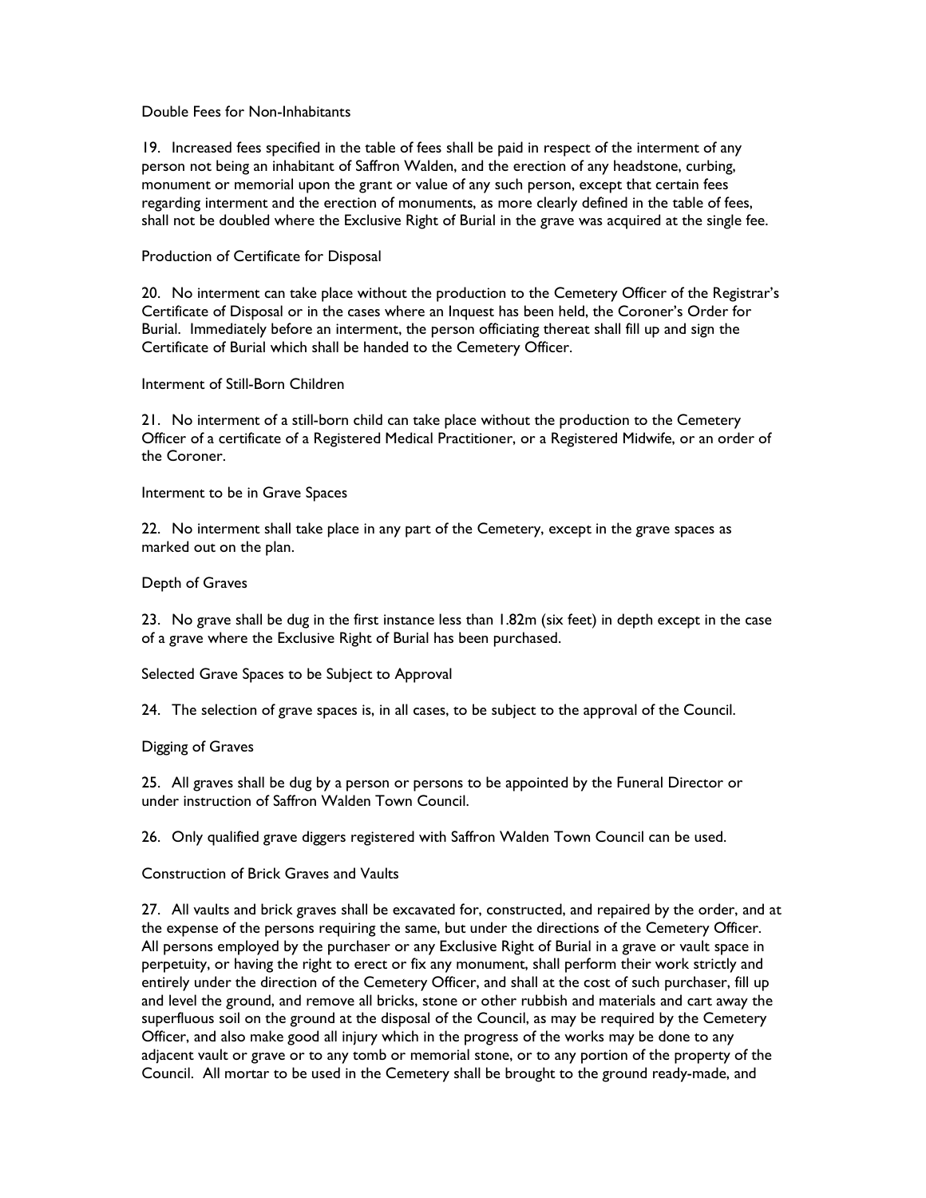Double Fees for Non-Inhabitants

19. Increased fees specified in the table of fees shall be paid in respect of the interment of any person not being an inhabitant of Saffron Walden, and the erection of any headstone, curbing, monument or memorial upon the grant or value of any such person, except that certain fees regarding interment and the erection of monuments, as more clearly defined in the table of fees, shall not be doubled where the Exclusive Right of Burial in the grave was acquired at the single fee.

Production of Certificate for Disposal

20. No interment can take place without the production to the Cemetery Officer of the Registrar's Certificate of Disposal or in the cases where an Inquest has been held, the Coroner's Order for Burial. Immediately before an interment, the person officiating thereat shall fill up and sign the Certificate of Burial which shall be handed to the Cemetery Officer.

Interment of Still-Born Children

21. No interment of a still-born child can take place without the production to the Cemetery Officer of a certificate of a Registered Medical Practitioner, or a Registered Midwife, or an order of the Coroner.

Interment to be in Grave Spaces

22. No interment shall take place in any part of the Cemetery, except in the grave spaces as marked out on the plan.

Depth of Graves

23. No grave shall be dug in the first instance less than 1.82m (six feet) in depth except in the case of a grave where the Exclusive Right of Burial has been purchased.

Selected Grave Spaces to be Subject to Approval

24. The selection of grave spaces is, in all cases, to be subject to the approval of the Council.

Digging of Graves

25. All graves shall be dug by a person or persons to be appointed by the Funeral Director or under instruction of Saffron Walden Town Council.

26. Only qualified grave diggers registered with Saffron Walden Town Council can be used.

Construction of Brick Graves and Vaults

27. All vaults and brick graves shall be excavated for, constructed, and repaired by the order, and at the expense of the persons requiring the same, but under the directions of the Cemetery Officer. All persons employed by the purchaser or any Exclusive Right of Burial in a grave or vault space in perpetuity, or having the right to erect or fix any monument, shall perform their work strictly and entirely under the direction of the Cemetery Officer, and shall at the cost of such purchaser, fill up and level the ground, and remove all bricks, stone or other rubbish and materials and cart away the superfluous soil on the ground at the disposal of the Council, as may be required by the Cemetery Officer, and also make good all injury which in the progress of the works may be done to any adjacent vault or grave or to any tomb or memorial stone, or to any portion of the property of the Council. All mortar to be used in the Cemetery shall be brought to the ground ready-made, and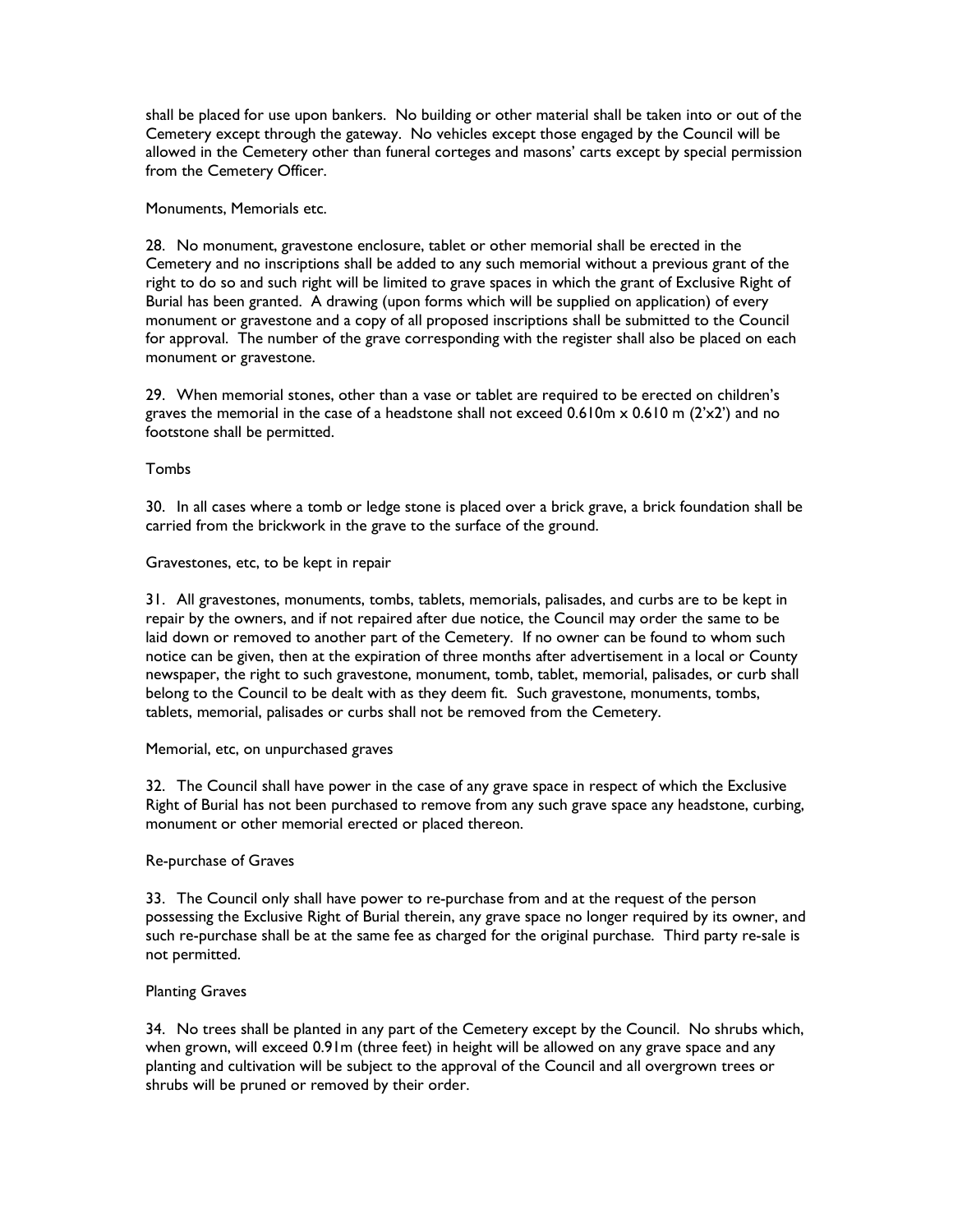shall be placed for use upon bankers. No building or other material shall be taken into or out of the Cemetery except through the gateway. No vehicles except those engaged by the Council will be allowed in the Cemetery other than funeral corteges and masons' carts except by special permission from the Cemetery Officer.

Monuments, Memorials etc.

28. No monument, gravestone enclosure, tablet or other memorial shall be erected in the Cemetery and no inscriptions shall be added to any such memorial without a previous grant of the right to do so and such right will be limited to grave spaces in which the grant of Exclusive Right of Burial has been granted. A drawing (upon forms which will be supplied on application) of every monument or gravestone and a copy of all proposed inscriptions shall be submitted to the Council for approval. The number of the grave corresponding with the register shall also be placed on each monument or gravestone.

29. When memorial stones, other than a vase or tablet are required to be erected on children's graves the memorial in the case of a headstone shall not exceed 0.610m x 0.610 m (2'x2') and no footstone shall be permitted.

Tombs

30. In all cases where a tomb or ledge stone is placed over a brick grave, a brick foundation shall be carried from the brickwork in the grave to the surface of the ground.

Gravestones, etc, to be kept in repair

31. All gravestones, monuments, tombs, tablets, memorials, palisades, and curbs are to be kept in repair by the owners, and if not repaired after due notice, the Council may order the same to be laid down or removed to another part of the Cemetery. If no owner can be found to whom such notice can be given, then at the expiration of three months after advertisement in a local or County newspaper, the right to such gravestone, monument, tomb, tablet, memorial, palisades, or curb shall belong to the Council to be dealt with as they deem fit. Such gravestone, monuments, tombs, tablets, memorial, palisades or curbs shall not be removed from the Cemetery.

Memorial, etc, on unpurchased graves

32. The Council shall have power in the case of any grave space in respect of which the Exclusive Right of Burial has not been purchased to remove from any such grave space any headstone, curbing, monument or other memorial erected or placed thereon.

Re-purchase of Graves

33. The Council only shall have power to re-purchase from and at the request of the person possessing the Exclusive Right of Burial therein, any grave space no longer required by its owner, and such re-purchase shall be at the same fee as charged for the original purchase. Third party re-sale is not permitted.

Planting Graves

34. No trees shall be planted in any part of the Cemetery except by the Council. No shrubs which, when grown, will exceed 0.91m (three feet) in height will be allowed on any grave space and any planting and cultivation will be subject to the approval of the Council and all overgrown trees or shrubs will be pruned or removed by their order.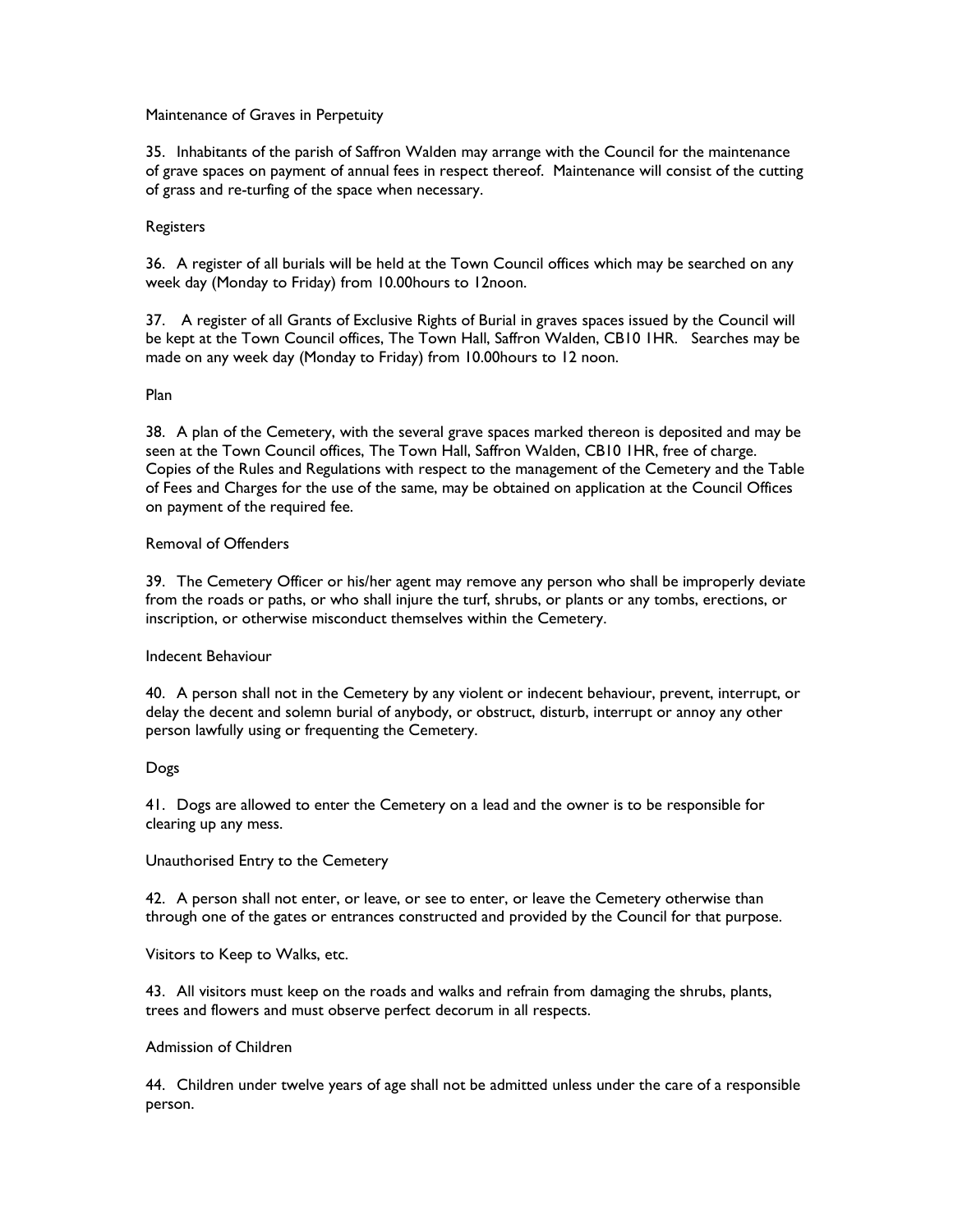Maintenance of Graves in Perpetuity

35. Inhabitants of the parish of Saffron Walden may arrange with the Council for the maintenance of grave spaces on payment of annual fees in respect thereof. Maintenance will consist of the cutting of grass and re-turfing of the space when necessary.

Registers

36. A register of all burials will be held at the Town Council offices which may be searched on any week day (Monday to Friday) from 10.00hours to 12noon.

37. A register of all Grants of Exclusive Rights of Burial in graves spaces issued by the Council will be kept at the Town Council offices, The Town Hall, Saffron Walden, CB10 1HR. Searches may be made on any week day (Monday to Friday) from 10.00hours to 12 noon.

Plan

38. A plan of the Cemetery, with the several grave spaces marked thereon is deposited and may be seen at the Town Council offices, The Town Hall, Saffron Walden, CB10 1HR, free of charge. Copies of the Rules and Regulations with respect to the management of the Cemetery and the Table of Fees and Charges for the use of the same, may be obtained on application at the Council Offices on payment of the required fee.

Removal of Offenders

39. The Cemetery Officer or his/her agent may remove any person who shall be improperly deviate from the roads or paths, or who shall injure the turf, shrubs, or plants or any tombs, erections, or inscription, or otherwise misconduct themselves within the Cemetery.

Indecent Behaviour

40. A person shall not in the Cemetery by any violent or indecent behaviour, prevent, interrupt, or delay the decent and solemn burial of anybody, or obstruct, disturb, interrupt or annoy any other person lawfully using or frequenting the Cemetery.

Dogs

41. Dogs are allowed to enter the Cemetery on a lead and the owner is to be responsible for clearing up any mess.

Unauthorised Entry to the Cemetery

42. A person shall not enter, or leave, or see to enter, or leave the Cemetery otherwise than through one of the gates or entrances constructed and provided by the Council for that purpose.

Visitors to Keep to Walks, etc.

43. All visitors must keep on the roads and walks and refrain from damaging the shrubs, plants, trees and flowers and must observe perfect decorum in all respects.

Admission of Children

44. Children under twelve years of age shall not be admitted unless under the care of a responsible person.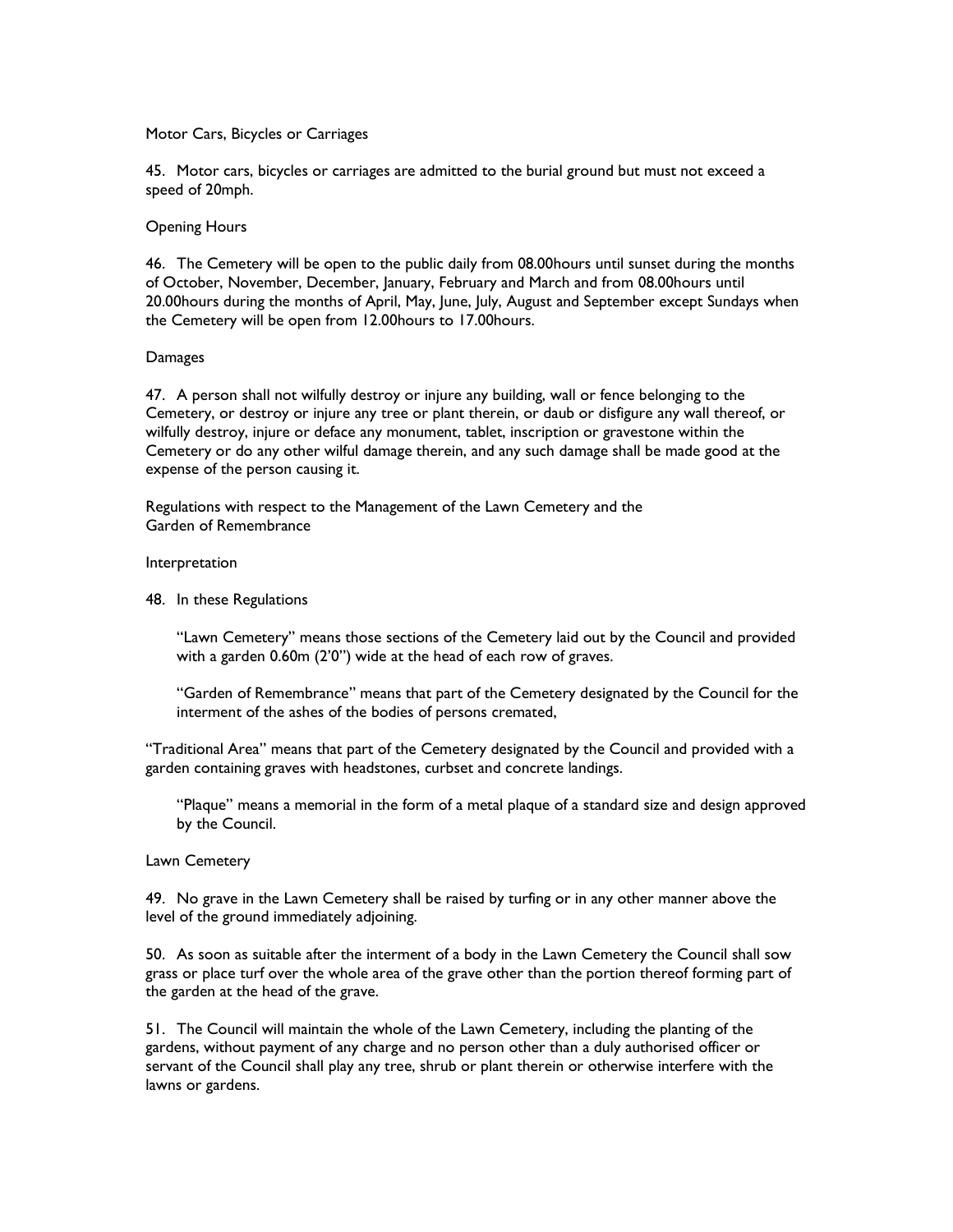Motor Cars, Bicycles or Carriages

45. Motor cars, bicycles or carriages are admitted to the burial ground but must not exceed a speed of 20mph.

Opening Hours

46. The Cemetery will be open to the public daily from 08.00hours until sunset during the months of October, November, December, January, February and March and from 08.00hours until 20.00hours during the months of April, May, June, July, August and September except Sundays when the Cemetery will be open from 12.00hours to 17.00hours.

Damages

47. A person shall not wilfully destroy or injure any building, wall or fence belonging to the Cemetery, or destroy or injure any tree or plant therein, or daub or disfigure any wall thereof, or wilfully destroy, injure or deface any monument, tablet, inscription or gravestone within the Cemetery or do any other wilful damage therein, and any such damage shall be made good at the expense of the person causing it.

Regulations with respect to the Management of the Lawn Cemetery and the Garden of Remembrance

Interpretation

48. In these Regulations

> "Lawn Cemetery" means those sections of the Cemetery laid out by the Council and provided with a garden 0.60m (2'0") wide at the head of each row of graves.
>
> "Garden of Remembrance" means that part of the Cemetery designated by the Council for the interment of the ashes of the bodies of persons cremated,

"Traditional Area" means that part of the Cemetery designated by the Council and provided with a garden containing graves with headstones, curbset and concrete landings.

> "Plaque" means a memorial in the form of a metal plaque of a standard size and design approved by the Council.

Lawn Cemetery

49. No grave in the Lawn Cemetery shall be raised by turfing or in any other manner above the level of the ground immediately adjoining.

50. As soon as suitable after the interment of a body in the Lawn Cemetery the Council shall sow grass or place turf over the whole area of the grave other than the portion thereof forming part of the garden at the head of the grave.

51. The Council will maintain the whole of the Lawn Cemetery, including the planting of the gardens, without payment of any charge and no person other than a duly authorised officer or servant of the Council shall play any tree, shrub or plant therein or otherwise interfere with the lawns or gardens.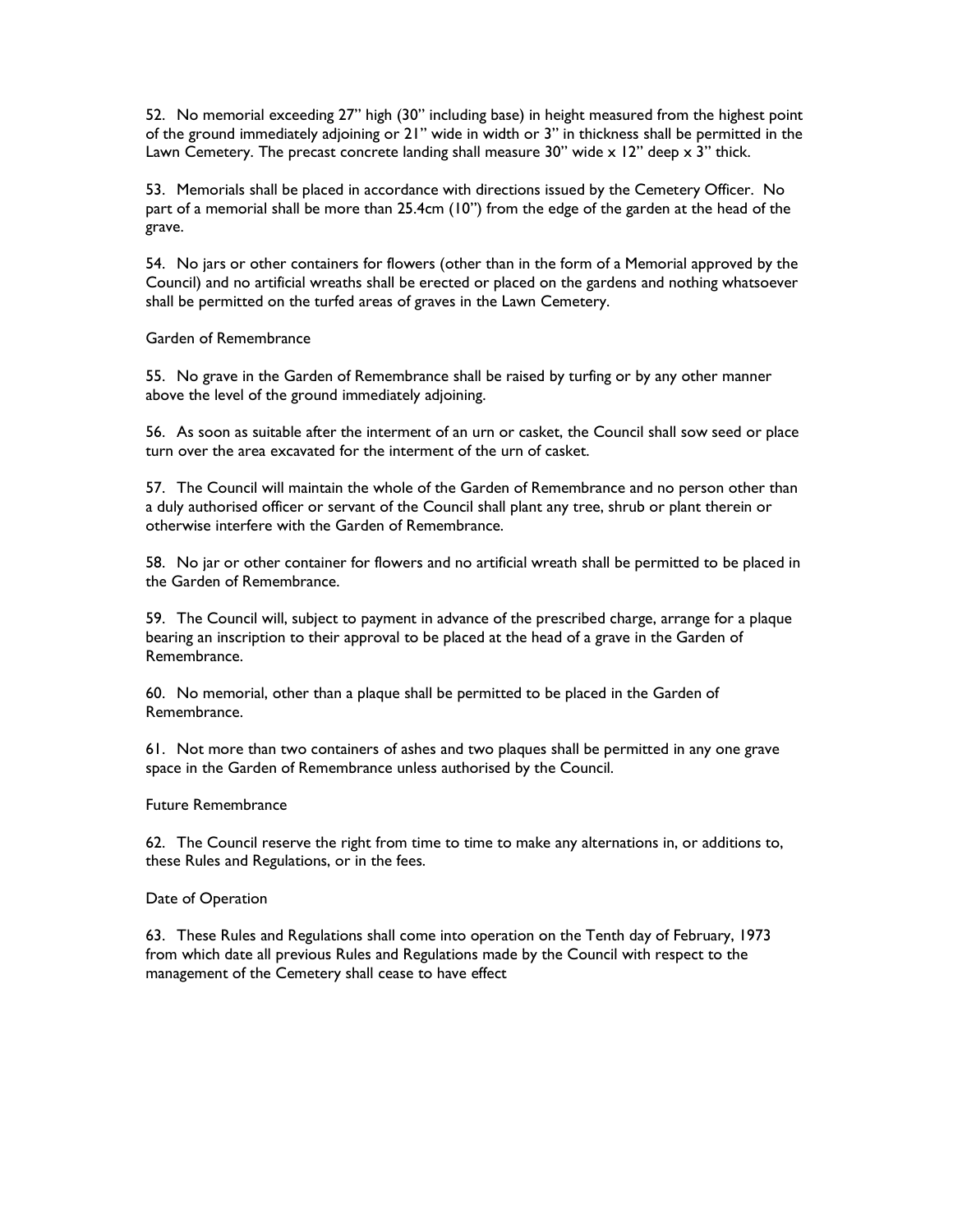52. No memorial exceeding 27" high (30" including base) in height measured from the highest point of the ground immediately adjoining or 21" wide in width or 3" in thickness shall be permitted in the Lawn Cemetery. The precast concrete landing shall measure 30" wide x 12" deep x 3" thick.

53. Memorials shall be placed in accordance with directions issued by the Cemetery Officer. No part of a memorial shall be more than 25.4cm (10") from the edge of the garden at the head of the grave.

54. No jars or other containers for flowers (other than in the form of a Memorial approved by the Council) and no artificial wreaths shall be erected or placed on the gardens and nothing whatsoever shall be permitted on the turfed areas of graves in the Lawn Cemetery.

Garden of Remembrance

55. No grave in the Garden of Remembrance shall be raised by turfing or by any other manner above the level of the ground immediately adjoining.

56. As soon as suitable after the interment of an urn or casket, the Council shall sow seed or place turn over the area excavated for the interment of the urn of casket.

57. The Council will maintain the whole of the Garden of Remembrance and no person other than a duly authorised officer or servant of the Council shall plant any tree, shrub or plant therein or otherwise interfere with the Garden of Remembrance.

58. No jar or other container for flowers and no artificial wreath shall be permitted to be placed in the Garden of Remembrance.

59. The Council will, subject to payment in advance of the prescribed charge, arrange for a plaque bearing an inscription to their approval to be placed at the head of a grave in the Garden of Remembrance.

60. No memorial, other than a plaque shall be permitted to be placed in the Garden of Remembrance.

61. Not more than two containers of ashes and two plaques shall be permitted in any one grave space in the Garden of Remembrance unless authorised by the Council.

Future Remembrance

62. The Council reserve the right from time to time to make any alternations in, or additions to, these Rules and Regulations, or in the fees.

Date of Operation

63. These Rules and Regulations shall come into operation on the Tenth day of February, 1973 from which date all previous Rules and Regulations made by the Council with respect to the management of the Cemetery shall cease to have effect